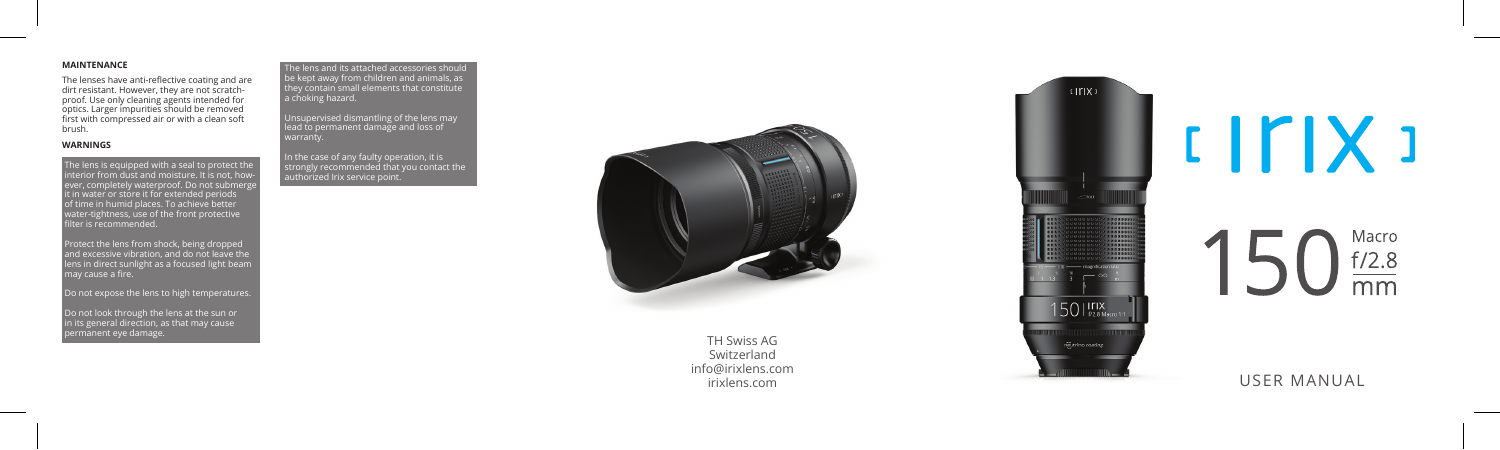#### MAINTENANCE

The lenses have anti-reflective coating and are dirt resistant. However, they are not scratch-proof. Use only cleaning agents intended for optics. Larger impurities should be removed first with compressed air or with a clean soft brush.

#### WARNINGS

The lens is equipped with a seal to protect the interior from dust and moisture. It is not, however, completely waterproof. Do not submerge it in water or store it for extended periods of time in humid places. To achieve better water-tightness, use of the front protective filter is recommended.

Protect the lens from shock, being dropped and excessive vibration, and do not leave the lens in direct sunlight as a focused light beam may cause a fire.

Do not expose the lens to high temperatures.

Do not look through the lens at the sun or in its general direction, as that may cause permanent eye damage.

The lens and its attached accessories should be kept away from children and animals, as they contain small elements that constitute a choking hazard.

Unsupervised dismantling of the lens may lead to permanent damage and loss of warranty.

In the case of any faulty operation, it is strongly recommended that you contact the authorized Irix service point.

TH Swiss AG
Switzerland
info@irixlens.com
irixlens.com

# [ IRIX ]

## 150 Macro f/2.8 mm

USER MANUAL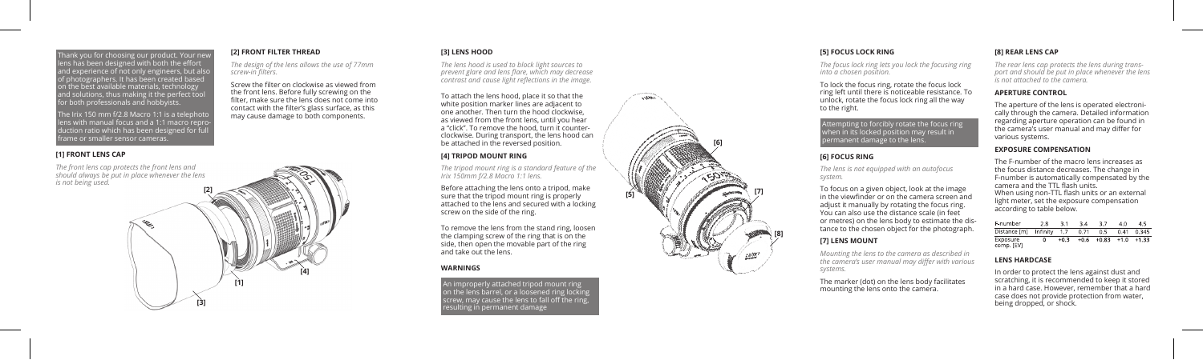Thank you for choosing our product. Your new lens has been designed with both the effort and experience of not only engineers, but also of photographers. It has been created based on the best available materials, technology and solutions, thus making it the perfect tool for both professionals and hobbyists.

The Irix 150 mm f/2.8 Macro 1:1 is a telephoto lens with manual focus and a 1:1 macro reproduction ratio which has been designed for full frame or smaller sensor cameras.

## [1] FRONT LENS CAP

*The front lens cap protects the front lens and should always be put in place whenever the lens is not being used.*

## [2] FRONT FILTER THREAD

*The design of the lens allows the use of 77mm screw-in filters.*

Screw the filter on clockwise as viewed from the front lens. Before fully screwing on the filter, make sure the lens does not come into contact with the filter's glass surface, as this may cause damage to both components.

## [3] LENS HOOD

*The lens hood is used to block light sources to prevent glare and lens flare, which may decrease contrast and cause light reflections in the image.*

To attach the lens hood, place it so that the white position marker lines are adjacent to one another. Then turn the hood clockwise, as viewed from the front lens, until you hear a "click". To remove the hood, turn it counter-clockwise. During transport, the lens hood can be attached in the reversed position.

## [4] TRIPOD MOUNT RING

*The tripod mount ring is a standard feature of the Irix 150mm f/2.8 Macro 1:1 lens.*

Before attaching the lens onto a tripod, make sure that the tripod mount ring is properly attached to the lens and secured with a locking screw on the side of the ring.

To remove the lens from the stand ring, loosen the clamping screw of the ring that is on the side, then open the movable part of the ring and take out the lens.

## WARNINGS

An improperly attached tripod mount ring on the lens barrel, or a loosened ring locking screw, may cause the lens to fall off the ring, resulting in permanent damage

## [5] FOCUS LOCK RING

*The focus lock ring lets you lock the focusing ring into a chosen position.*

To lock the focus ring, rotate the focus lock ring left until there is noticeable resistance. To unlock, rotate the focus lock ring all the way to the right.

Attempting to forcibly rotate the focus ring when in its locked position may result in permanent damage to the lens.

## [6] FOCUS RING

*The lens is not equipped with an autofocus system.*

To focus on a given object, look at the image in the viewfinder or on the camera screen and adjust it manually by rotating the focus ring. You can also use the distance scale (in feet or metres) on the lens body to estimate the distance to the chosen object for the photograph.

## [7] LENS MOUNT

*Mounting the lens to the camera as described in the camera's user manual may differ with various systems.*

The marker (dot) on the lens body facilitates mounting the lens onto the camera.

## [8] REAR LENS CAP

*The rear lens cap protects the lens during transport and should be put in place whenever the lens is not attached to the camera.*

## APERTURE CONTROL

The aperture of the lens is operated electronically through the camera. Detailed information regarding aperture operation can be found in the camera's user manual and may differ for various systems.

## EXPOSURE COMPENSATION

The F-number of the macro lens increases as the focus distance decreases. The change in F-number is automatically compensated by the camera and the TTL flash units.
When using non-TTL flash units or an external light meter, set the exposure compensation according to table below.

| F-number | 2.8 | 3.1 | 3.4 | 3.7 | 4.0 | 4.5 |
|---|---|---|---|---|---|---|
| Distance [m] | Infinity | 1.7 | 0.71 | 0.5 | 0.41 | 0.345 |
| Exposure comp. [EV] | 0 | +0.3 | +0.6 | +0.83 | +1.0 | +1.33 |

## LENS HARDCASE

In order to protect the lens against dust and scratching, it is recommended to keep it stored in a hard case. However, remember that a hard case does not provide protection from water, being dropped, or shock.